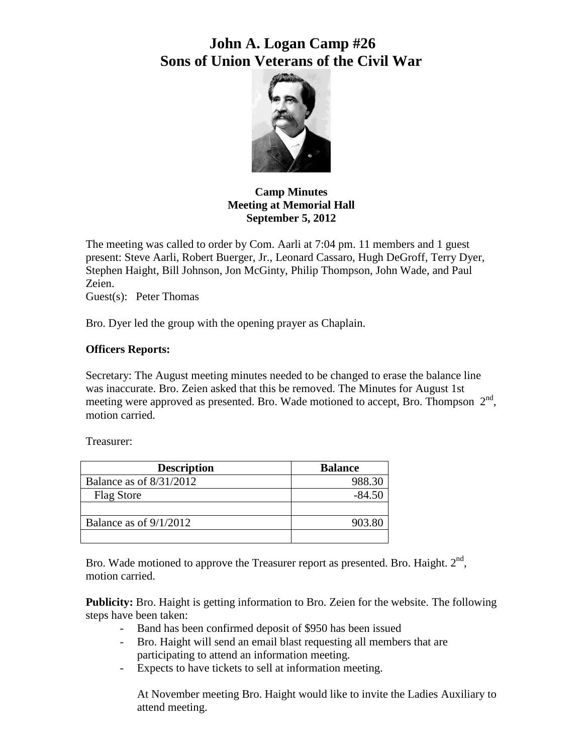# John A. Logan Camp #26
# Sons of Union Veterans of the Civil War

**Camp Minutes**
**Meeting at Memorial Hall**
**September 5, 2012**

The meeting was called to order by Com. Aarli at 7:04 pm. 11 members and 1 guest present: Steve Aarli, Robert Buerger, Jr., Leonard Cassaro, Hugh DeGroff, Terry Dyer, Stephen Haight, Bill Johnson, Jon McGinty, Philip Thompson, John Wade, and Paul Zeien.
Guest(s): Peter Thomas

Bro. Dyer led the group with the opening prayer as Chaplain.

**Officers Reports:**

Secretary: The August meeting minutes needed to be changed to erase the balance line was inaccurate. Bro. Zeien asked that this be removed. The Minutes for August 1st meeting were approved as presented. Bro. Wade motioned to accept, Bro. Thompson 2nd, motion carried.

Treasurer:

| Description | Balance |
|---|---|
| Balance as of 8/31/2012 | 988.30 |
| Flag Store | -84.50 |
| | |
| Balance as of 9/1/2012 | 903.80 |
| | |

Bro. Wade motioned to approve the Treasurer report as presented. Bro. Haight. 2nd, motion carried.

**Publicity:** Bro. Haight is getting information to Bro. Zeien for the website. The following steps have been taken:

- Band has been confirmed deposit of $950 has been issued
- Bro. Haight will send an email blast requesting all members that are participating to attend an information meeting.
- Expects to have tickets to sell at information meeting.

  At November meeting Bro. Haight would like to invite the Ladies Auxiliary to attend meeting.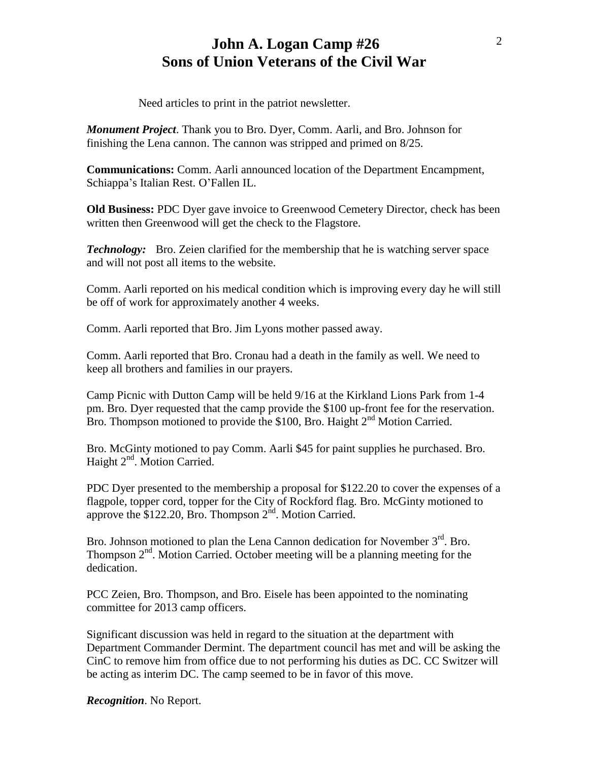# John A. Logan Camp #26
# Sons of Union Veterans of the Civil War

Need articles to print in the patriot newsletter.

***Monument Project***. Thank you to Bro. Dyer, Comm. Aarli, and Bro. Johnson for finishing the Lena cannon. The cannon was stripped and primed on 8/25.

**Communications:** Comm. Aarli announced location of the Department Encampment, Schiappa's Italian Rest. O'Fallen IL.

**Old Business:** PDC Dyer gave invoice to Greenwood Cemetery Director, check has been written then Greenwood will get the check to the Flagstore.

***Technology:*** Bro. Zeien clarified for the membership that he is watching server space and will not post all items to the website.

Comm. Aarli reported on his medical condition which is improving every day he will still be off of work for approximately another 4 weeks.

Comm. Aarli reported that Bro. Jim Lyons mother passed away.

Comm. Aarli reported that Bro. Cronau had a death in the family as well. We need to keep all brothers and families in our prayers.

Camp Picnic with Dutton Camp will be held 9/16 at the Kirkland Lions Park from 1-4 pm. Bro. Dyer requested that the camp provide the $100 up-front fee for the reservation. Bro. Thompson motioned to provide the $100, Bro. Haight 2nd Motion Carried.

Bro. McGinty motioned to pay Comm. Aarli $45 for paint supplies he purchased. Bro. Haight 2nd. Motion Carried.

PDC Dyer presented to the membership a proposal for $122.20 to cover the expenses of a flagpole, topper cord, topper for the City of Rockford flag. Bro. McGinty motioned to approve the $122.20, Bro. Thompson 2nd. Motion Carried.

Bro. Johnson motioned to plan the Lena Cannon dedication for November 3rd. Bro. Thompson 2nd. Motion Carried. October meeting will be a planning meeting for the dedication.

PCC Zeien, Bro. Thompson, and Bro. Eisele has been appointed to the nominating committee for 2013 camp officers.

Significant discussion was held in regard to the situation at the department with Department Commander Dermint. The department council has met and will be asking the CinC to remove him from office due to not performing his duties as DC. CC Switzer will be acting as interim DC. The camp seemed to be in favor of this move.

***Recognition***. No Report.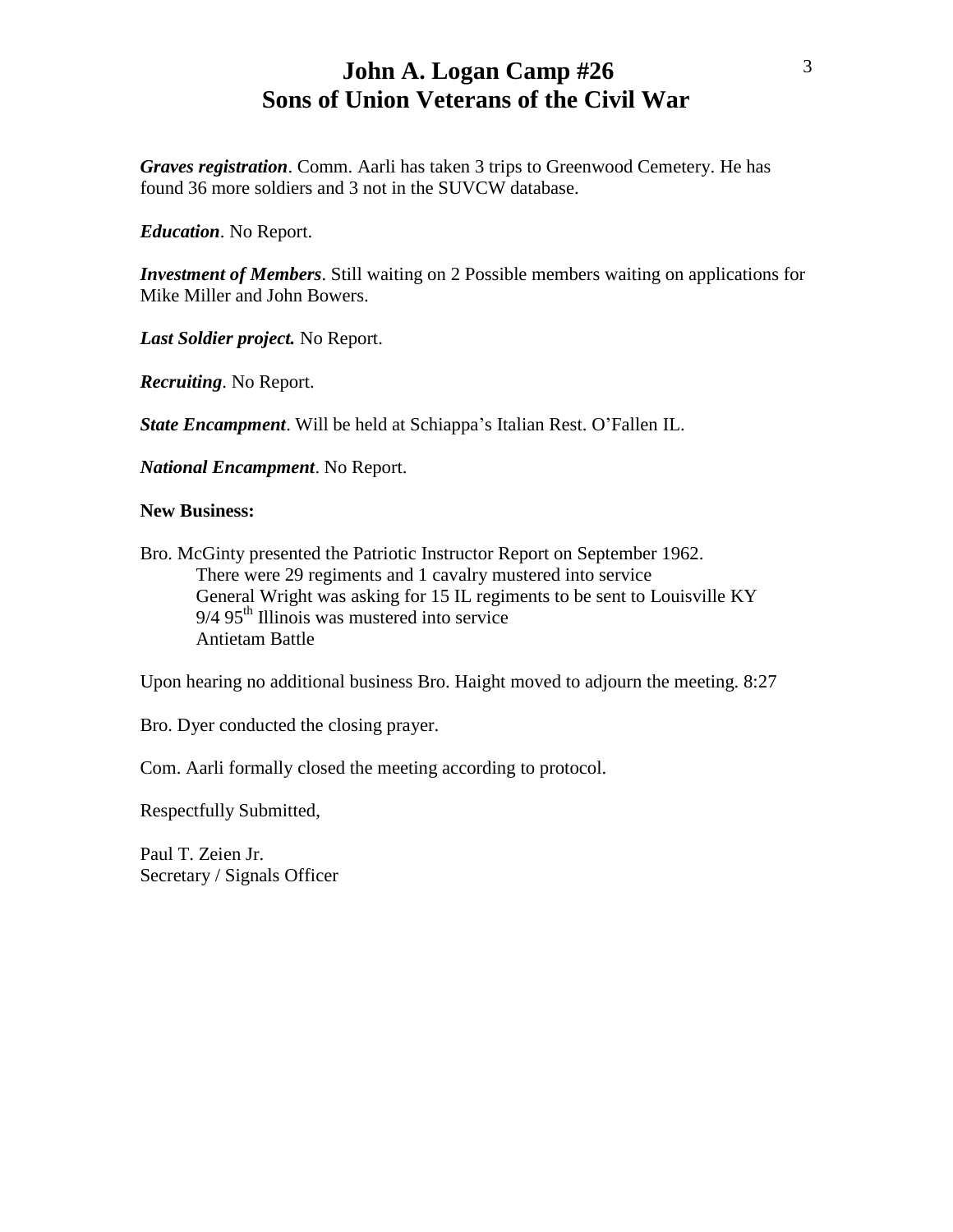# John A. Logan Camp #26
# Sons of Union Veterans of the Civil War

***Graves registration***. Comm. Aarli has taken 3 trips to Greenwood Cemetery. He has found 36 more soldiers and 3 not in the SUVCW database.

***Education***. No Report.

***Investment of Members***. Still waiting on 2 Possible members waiting on applications for Mike Miller and John Bowers.

***Last Soldier project.*** No Report.

***Recruiting***. No Report.

***State Encampment***. Will be held at Schiappa's Italian Rest. O'Fallen IL.

***National Encampment***. No Report.

**New Business:**

Bro. McGinty presented the Patriotic Instructor Report on September 1962.
- There were 29 regiments and 1 cavalry mustered into service
- General Wright was asking for 15 IL regiments to be sent to Louisville KY
- 9/4 95th Illinois was mustered into service
- Antietam Battle

Upon hearing no additional business Bro. Haight moved to adjourn the meeting. 8:27

Bro. Dyer conducted the closing prayer.

Com. Aarli formally closed the meeting according to protocol.

Respectfully Submitted,

Paul T. Zeien Jr.
Secretary / Signals Officer